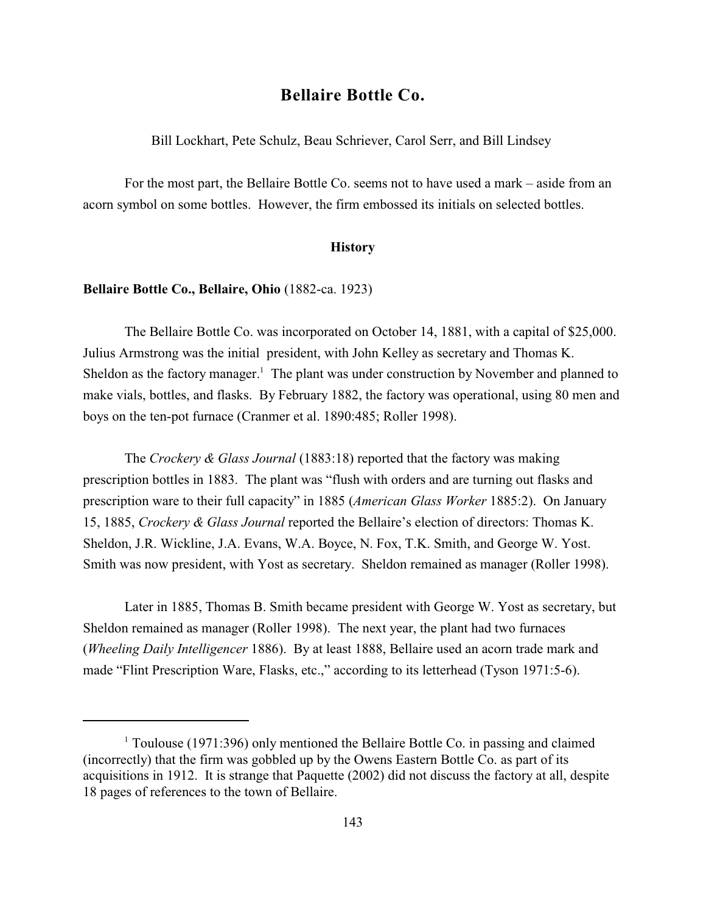# Bellaire Bottle Co.

Bill Lockhart, Pete Schulz, Beau Schriever, Carol Serr, and Bill Lindsey

For the most part, the Bellaire Bottle Co. seems not to have used a mark – aside from an acorn symbol on some bottles. However, the firm embossed its initials on selected bottles.

## History

**Bellaire Bottle Co., Bellaire, Ohio** (1882-ca. 1923)

The Bellaire Bottle Co. was incorporated on October 14, 1881, with a capital of $25,000. Julius Armstrong was the initial president, with John Kelley as secretary and Thomas K. Sheldon as the factory manager.[1] The plant was under construction by November and planned to make vials, bottles, and flasks. By February 1882, the factory was operational, using 80 men and boys on the ten-pot furnace (Cranmer et al. 1890:485; Roller 1998).

The *Crockery & Glass Journal* (1883:18) reported that the factory was making prescription bottles in 1883. The plant was "flush with orders and are turning out flasks and prescription ware to their full capacity" in 1885 (*American Glass Worker* 1885:2). On January 15, 1885, *Crockery & Glass Journal* reported the Bellaire's election of directors: Thomas K. Sheldon, J.R. Wickline, J.A. Evans, W.A. Boyce, N. Fox, T.K. Smith, and George W. Yost. Smith was now president, with Yost as secretary. Sheldon remained as manager (Roller 1998).

Later in 1885, Thomas B. Smith became president with George W. Yost as secretary, but Sheldon remained as manager (Roller 1998). The next year, the plant had two furnaces (*Wheeling Daily Intelligencer* 1886). By at least 1888, Bellaire used an acorn trade mark and made "Flint Prescription Ware, Flasks, etc.," according to its letterhead (Tyson 1971:5-6).

---

[1] Toulouse (1971:396) only mentioned the Bellaire Bottle Co. in passing and claimed (incorrectly) that the firm was gobbled up by the Owens Eastern Bottle Co. as part of its acquisitions in 1912. It is strange that Paquette (2002) did not discuss the factory at all, despite 18 pages of references to the town of Bellaire.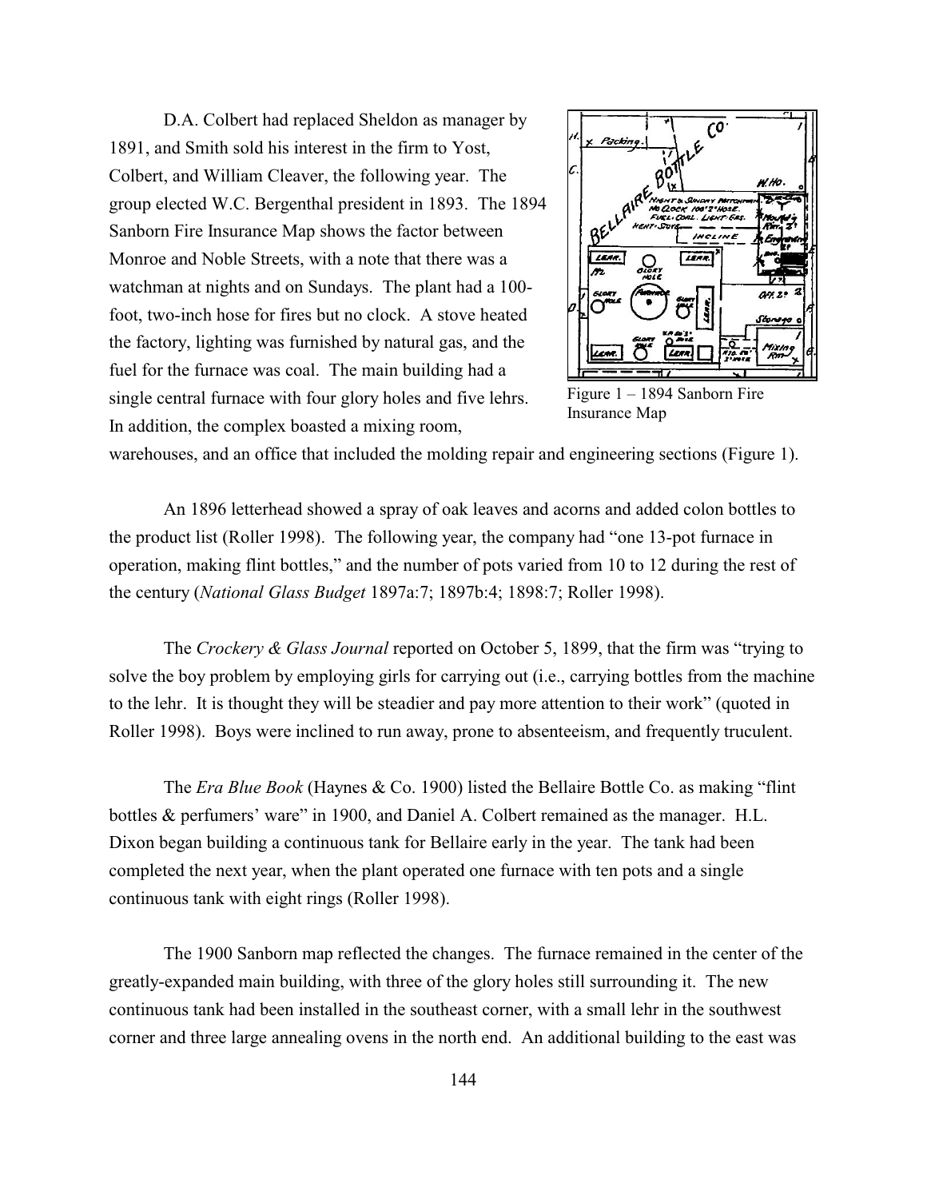D.A. Colbert had replaced Sheldon as manager by 1891, and Smith sold his interest in the firm to Yost, Colbert, and William Cleaver, the following year. The group elected W.C. Bergenthal president in 1893. The 1894 Sanborn Fire Insurance Map shows the factor between Monroe and Noble Streets, with a note that there was a watchman at nights and on Sundays. The plant had a 100-foot, two-inch hose for fires but no clock. A stove heated the factory, lighting was furnished by natural gas, and the fuel for the furnace was coal. The main building had a single central furnace with four glory holes and five lehrs. In addition, the complex boasted a mixing room, warehouses, and an office that included the molding repair and engineering sections (Figure 1).

Figure 1 – 1894 Sanborn Fire Insurance Map

An 1896 letterhead showed a spray of oak leaves and acorns and added colon bottles to the product list (Roller 1998). The following year, the company had "one 13-pot furnace in operation, making flint bottles," and the number of pots varied from 10 to 12 during the rest of the century (*National Glass Budget* 1897a:7; 1897b:4; 1898:7; Roller 1998).

The *Crockery & Glass Journal* reported on October 5, 1899, that the firm was "trying to solve the boy problem by employing girls for carrying out (i.e., carrying bottles from the machine to the lehr. It is thought they will be steadier and pay more attention to their work" (quoted in Roller 1998). Boys were inclined to run away, prone to absenteeism, and frequently truculent.

The *Era Blue Book* (Haynes & Co. 1900) listed the Bellaire Bottle Co. as making "flint bottles & perfumers' ware" in 1900, and Daniel A. Colbert remained as the manager. H.L. Dixon began building a continuous tank for Bellaire early in the year. The tank had been completed the next year, when the plant operated one furnace with ten pots and a single continuous tank with eight rings (Roller 1998).

The 1900 Sanborn map reflected the changes. The furnace remained in the center of the greatly-expanded main building, with three of the glory holes still surrounding it. The new continuous tank had been installed in the southeast corner, with a small lehr in the southwest corner and three large annealing ovens in the north end. An additional building to the east was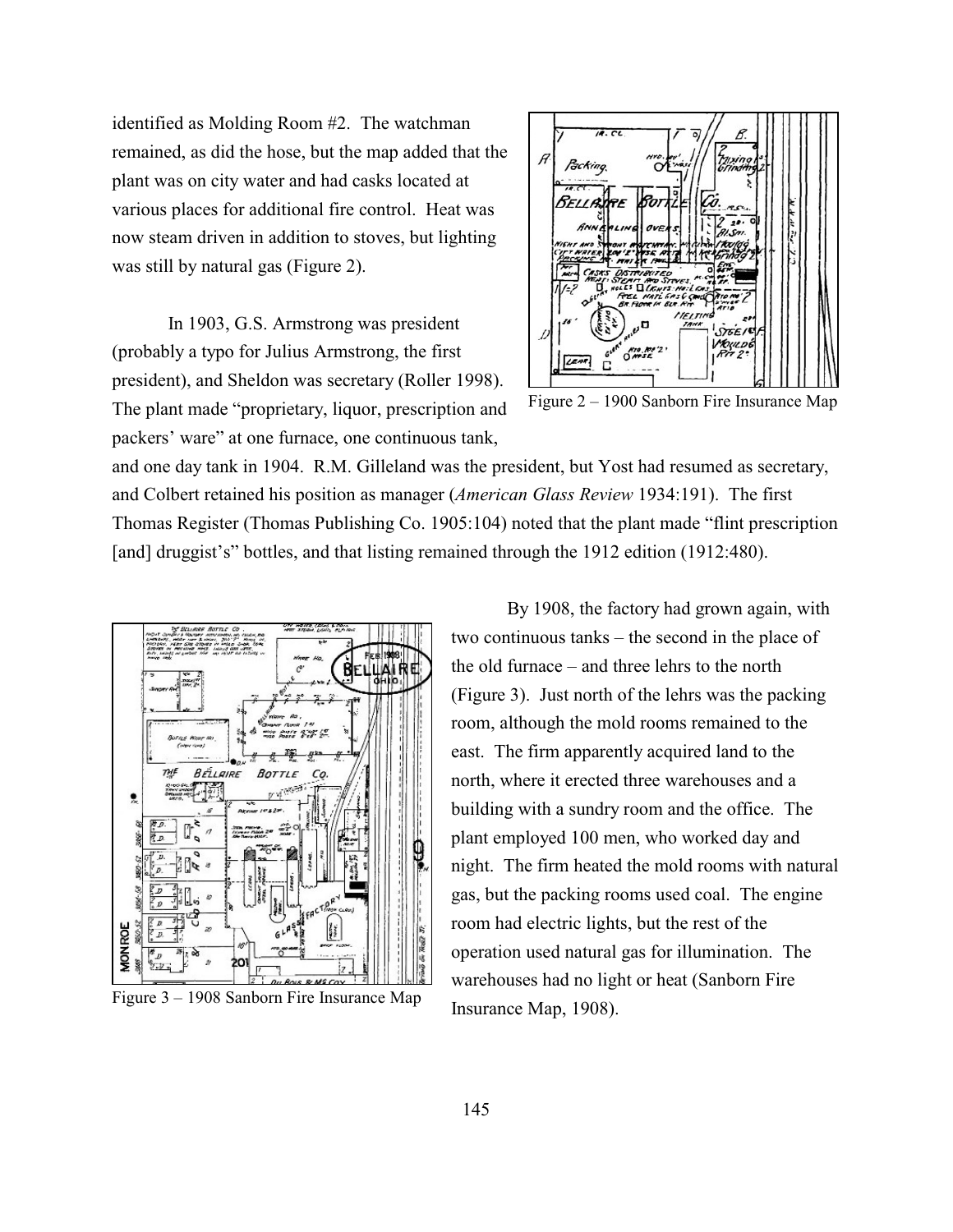identified as Molding Room #2. The watchman remained, as did the hose, but the map added that the plant was on city water and had casks located at various places for additional fire control. Heat was now steam driven in addition to stoves, but lighting was still by natural gas (Figure 2).

Figure 2 – 1900 Sanborn Fire Insurance Map

In 1903, G.S. Armstrong was president (probably a typo for Julius Armstrong, the first president), and Sheldon was secretary (Roller 1998). The plant made "proprietary, liquor, prescription and packers' ware" at one furnace, one continuous tank, and one day tank in 1904. R.M. Gilleland was the president, but Yost had resumed as secretary, and Colbert retained his position as manager (*American Glass Review* 1934:191). The first Thomas Register (Thomas Publishing Co. 1905:104) noted that the plant made "flint prescription [and] druggist's" bottles, and that listing remained through the 1912 edition (1912:480).

Figure 3 – 1908 Sanborn Fire Insurance Map

By 1908, the factory had grown again, with two continuous tanks – the second in the place of the old furnace – and three lehrs to the north (Figure 3). Just north of the lehrs was the packing room, although the mold rooms remained to the east. The firm apparently acquired land to the north, where it erected three warehouses and a building with a sundry room and the office. The plant employed 100 men, who worked day and night. The firm heated the mold rooms with natural gas, but the packing rooms used coal. The engine room had electric lights, but the rest of the operation used natural gas for illumination. The warehouses had no light or heat (Sanborn Fire Insurance Map, 1908).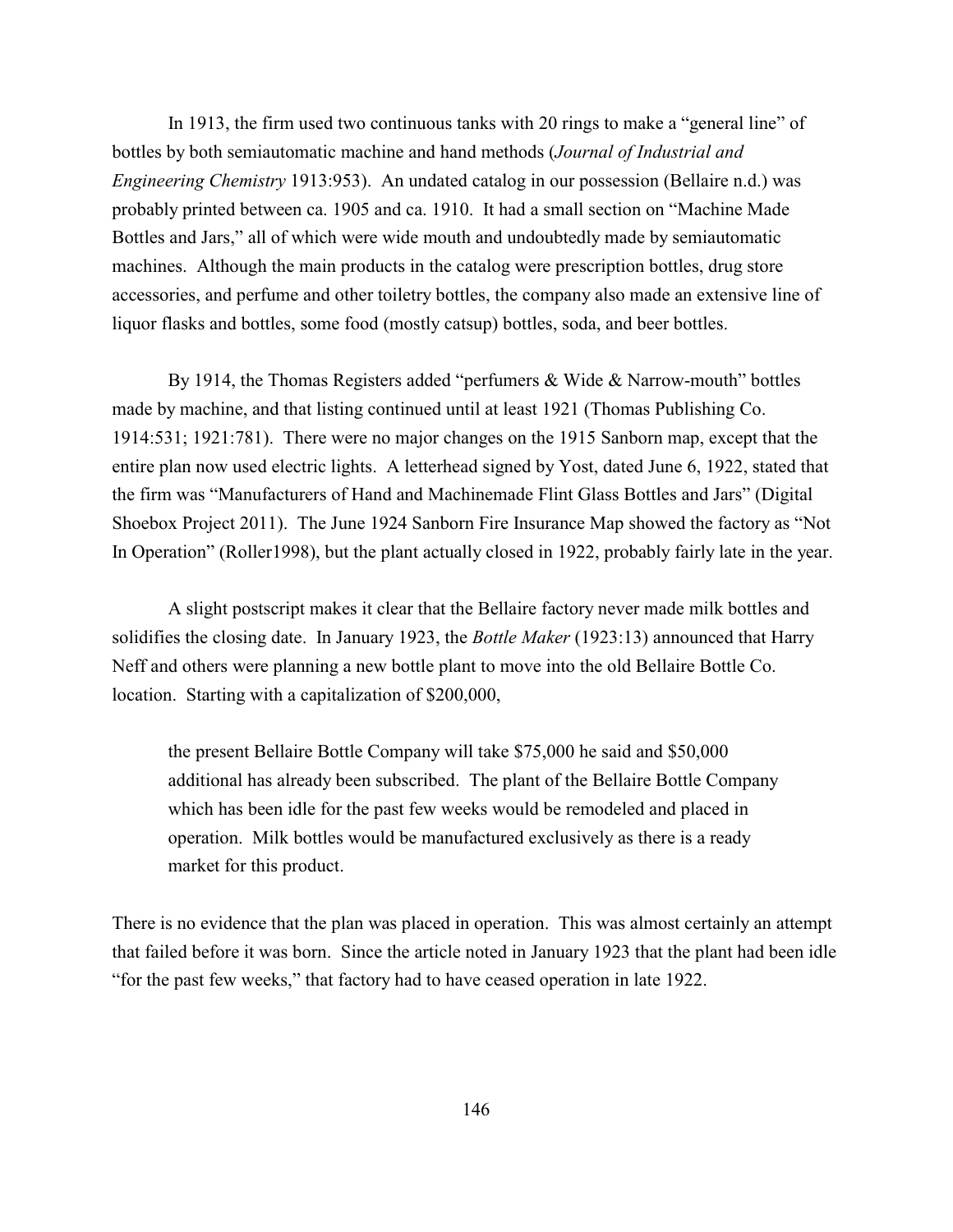In 1913, the firm used two continuous tanks with 20 rings to make a "general line" of bottles by both semiautomatic machine and hand methods (*Journal of Industrial and Engineering Chemistry* 1913:953). An undated catalog in our possession (Bellaire n.d.) was probably printed between ca. 1905 and ca. 1910. It had a small section on "Machine Made Bottles and Jars," all of which were wide mouth and undoubtedly made by semiautomatic machines. Although the main products in the catalog were prescription bottles, drug store accessories, and perfume and other toiletry bottles, the company also made an extensive line of liquor flasks and bottles, some food (mostly catsup) bottles, soda, and beer bottles.

By 1914, the Thomas Registers added "perfumers & Wide & Narrow-mouth" bottles made by machine, and that listing continued until at least 1921 (Thomas Publishing Co. 1914:531; 1921:781). There were no major changes on the 1915 Sanborn map, except that the entire plan now used electric lights. A letterhead signed by Yost, dated June 6, 1922, stated that the firm was "Manufacturers of Hand and Machinemade Flint Glass Bottles and Jars" (Digital Shoebox Project 2011). The June 1924 Sanborn Fire Insurance Map showed the factory as "Not In Operation" (Roller1998), but the plant actually closed in 1922, probably fairly late in the year.

A slight postscript makes it clear that the Bellaire factory never made milk bottles and solidifies the closing date. In January 1923, the *Bottle Maker* (1923:13) announced that Harry Neff and others were planning a new bottle plant to move into the old Bellaire Bottle Co. location. Starting with a capitalization of $200,000,

> the present Bellaire Bottle Company will take $75,000 he said and $50,000 additional has already been subscribed. The plant of the Bellaire Bottle Company which has been idle for the past few weeks would be remodeled and placed in operation. Milk bottles would be manufactured exclusively as there is a ready market for this product.

There is no evidence that the plan was placed in operation. This was almost certainly an attempt that failed before it was born. Since the article noted in January 1923 that the plant had been idle "for the past few weeks," that factory had to have ceased operation in late 1922.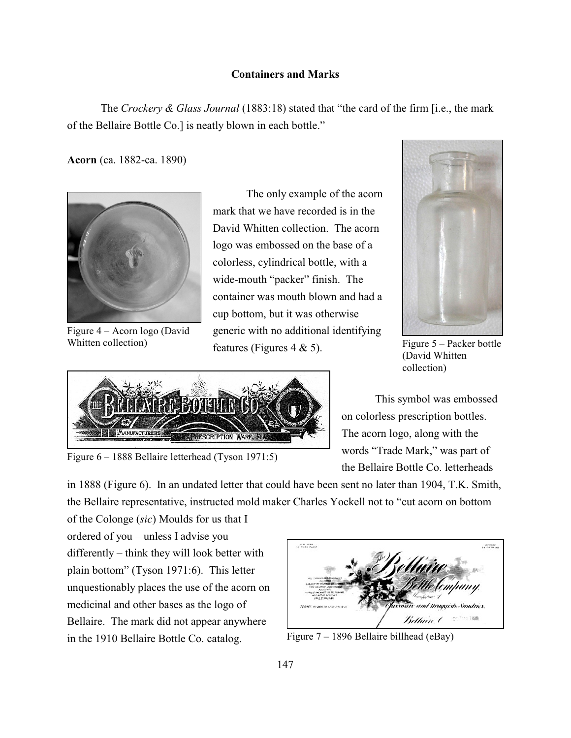## Containers and Marks

The *Crockery & Glass Journal* (1883:18) stated that "the card of the firm [i.e., the mark of the Bellaire Bottle Co.] is neatly blown in each bottle."

**Acorn** (ca. 1882-ca. 1890)

The only example of the acorn mark that we have recorded is in the David Whitten collection. The acorn logo was embossed on the base of a colorless, cylindrical bottle, with a wide-mouth "packer" finish. The container was mouth blown and had a cup bottom, but it was otherwise generic with no additional identifying features (Figures 4 & 5).

Figure 4 – Acorn logo (David Whitten collection)

Figure 5 – Packer bottle (David Whitten collection)

This symbol was embossed on colorless prescription bottles. The acorn logo, along with the words "Trade Mark," was part of the Bellaire Bottle Co. letterheads in 1888 (Figure 6). In an undated letter that could have been sent no later than 1904, T.K. Smith, the Bellaire representative, instructed mold maker Charles Yockell not to "cut acorn on bottom of the Colonge (*sic*) Moulds for us that I ordered of you – unless I advise you differently – think they will look better with plain bottom" (Tyson 1971:6). This letter unquestionably places the use of the acorn on medicinal and other bases as the logo of Bellaire. The mark did not appear anywhere in the 1910 Bellaire Bottle Co. catalog.

Figure 6 – 1888 Bellaire letterhead (Tyson 1971:5)

Figure 7 – 1896 Bellaire billhead (eBay)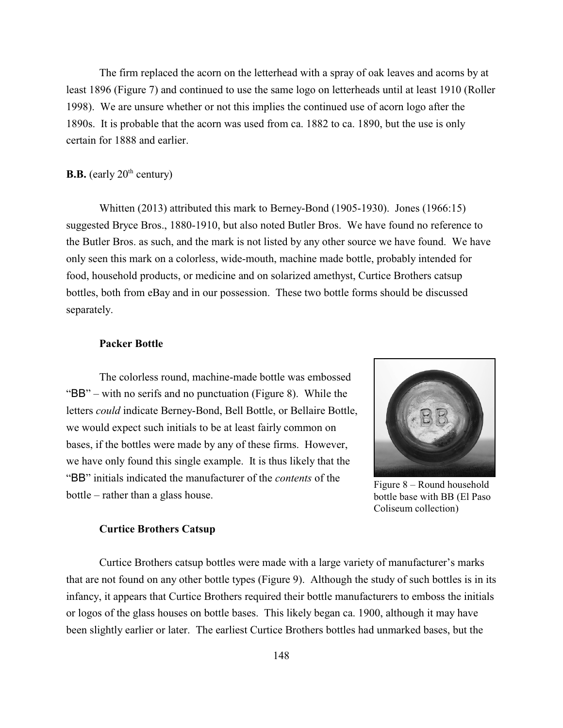The firm replaced the acorn on the letterhead with a spray of oak leaves and acorns by at least 1896 (Figure 7) and continued to use the same logo on letterheads until at least 1910 (Roller 1998). We are unsure whether or not this implies the continued use of acorn logo after the 1890s. It is probable that the acorn was used from ca. 1882 to ca. 1890, but the use is only certain for 1888 and earlier.

**B.B.** (early 20th century)

Whitten (2013) attributed this mark to Berney-Bond (1905-1930). Jones (1966:15) suggested Bryce Bros., 1880-1910, but also noted Butler Bros. We have found no reference to the Butler Bros. as such, and the mark is not listed by any other source we have found. We have only seen this mark on a colorless, wide-mouth, machine made bottle, probably intended for food, household products, or medicine and on solarized amethyst, Curtice Brothers catsup bottles, both from eBay and in our possession. These two bottle forms should be discussed separately.

**Packer Bottle**

The colorless round, machine-made bottle was embossed "BB" – with no serifs and no punctuation (Figure 8). While the letters *could* indicate Berney-Bond, Bell Bottle, or Bellaire Bottle, we would expect such initials to be at least fairly common on bases, if the bottles were made by any of these firms. However, we have only found this single example. It is thus likely that the "BB" initials indicated the manufacturer of the *contents* of the bottle – rather than a glass house.

Figure 8 – Round household bottle base with BB (El Paso Coliseum collection)

**Curtice Brothers Catsup**

Curtice Brothers catsup bottles were made with a large variety of manufacturer's marks that are not found on any other bottle types (Figure 9). Although the study of such bottles is in its infancy, it appears that Curtice Brothers required their bottle manufacturers to emboss the initials or logos of the glass houses on bottle bases. This likely began ca. 1900, although it may have been slightly earlier or later. The earliest Curtice Brothers bottles had unmarked bases, but the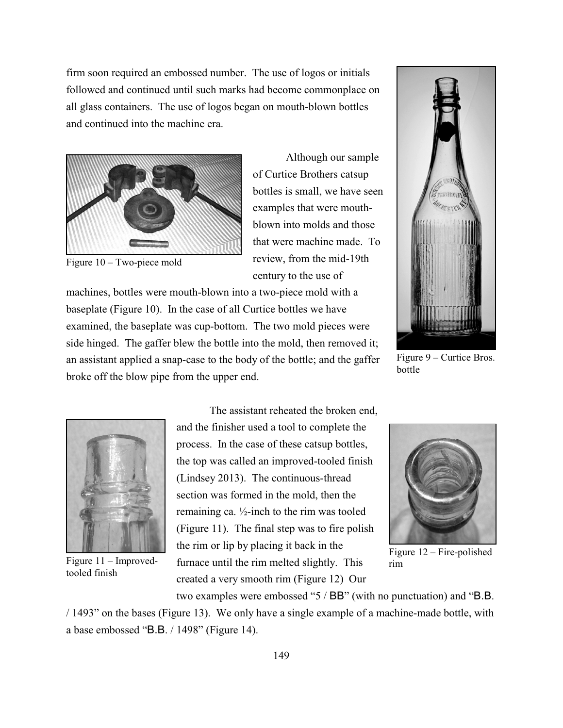firm soon required an embossed number. The use of logos or initials followed and continued until such marks had become commonplace on all glass containers. The use of logos began on mouth-blown bottles and continued into the machine era.

Figure 10 – Two-piece mold

Although our sample of Curtice Brothers catsup bottles is small, we have seen examples that were mouth-blown into molds and those that were machine made. To review, from the mid-19th century to the use of machines, bottles were mouth-blown into a two-piece mold with a baseplate (Figure 10). In the case of all Curtice bottles we have examined, the baseplate was cup-bottom. The two mold pieces were side hinged. The gaffer blew the bottle into the mold, then removed it; an assistant applied a snap-case to the body of the bottle; and the gaffer broke off the blow pipe from the upper end.

Figure 9 – Curtice Bros. bottle

Figure 11 – Improved-tooled finish

The assistant reheated the broken end, and the finisher used a tool to complete the process. In the case of these catsup bottles, the top was called an improved-tooled finish (Lindsey 2013). The continuous-thread section was formed in the mold, then the remaining ca. ½-inch to the rim was tooled (Figure 11). The final step was to fire polish the rim or lip by placing it back in the furnace until the rim melted slightly. This created a very smooth rim (Figure 12) Our two examples were embossed "5 / BB" (with no punctuation) and "B.B. / 1493" on the bases (Figure 13). We only have a single example of a machine-made bottle, with a base embossed "B.B. / 1498" (Figure 14).

Figure 12 – Fire-polished rim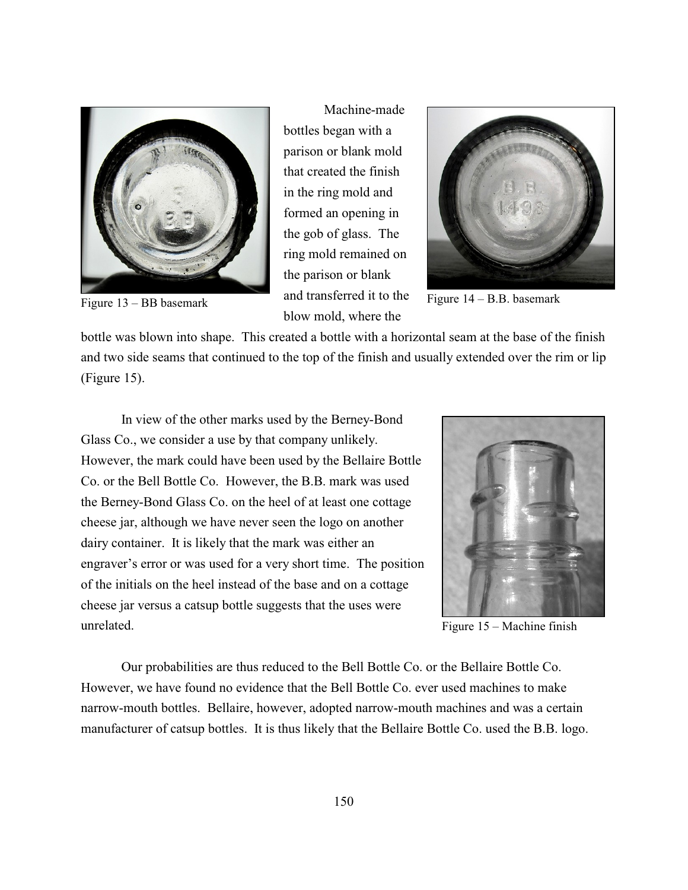Figure 13 – BB basemark

Machine-made bottles began with a parison or blank mold that created the finish in the ring mold and formed an opening in the gob of glass. The ring mold remained on the parison or blank and transferred it to the blow mold, where the bottle was blown into shape. This created a bottle with a horizontal seam at the base of the finish and two side seams that continued to the top of the finish and usually extended over the rim or lip (Figure 15).

Figure 14 – B.B. basemark

In view of the other marks used by the Berney-Bond Glass Co., we consider a use by that company unlikely. However, the mark could have been used by the Bellaire Bottle Co. or the Bell Bottle Co. However, the B.B. mark was used the Berney-Bond Glass Co. on the heel of at least one cottage cheese jar, although we have never seen the logo on another dairy container. It is likely that the mark was either an engraver's error or was used for a very short time. The position of the initials on the heel instead of the base and on a cottage cheese jar versus a catsup bottle suggests that the uses were unrelated.

Figure 15 – Machine finish

Our probabilities are thus reduced to the Bell Bottle Co. or the Bellaire Bottle Co. However, we have found no evidence that the Bell Bottle Co. ever used machines to make narrow-mouth bottles. Bellaire, however, adopted narrow-mouth machines and was a certain manufacturer of catsup bottles. It is thus likely that the Bellaire Bottle Co. used the B.B. logo.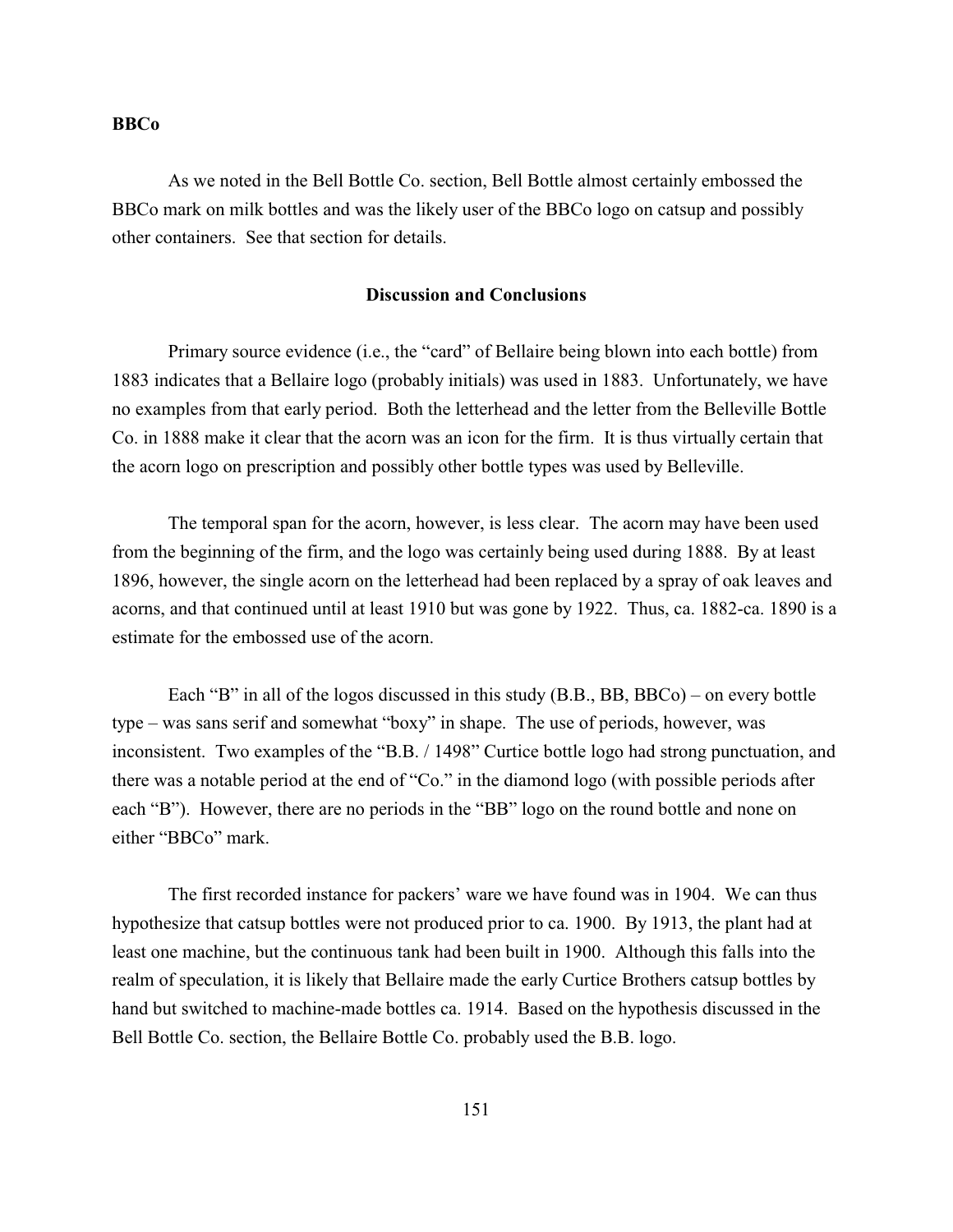**BBCo**

As we noted in the Bell Bottle Co. section, Bell Bottle almost certainly embossed the BBCo mark on milk bottles and was the likely user of the BBCo logo on catsup and possibly other containers. See that section for details.

## Discussion and Conclusions

Primary source evidence (i.e., the "card" of Bellaire being blown into each bottle) from 1883 indicates that a Bellaire logo (probably initials) was used in 1883. Unfortunately, we have no examples from that early period. Both the letterhead and the letter from the Belleville Bottle Co. in 1888 make it clear that the acorn was an icon for the firm. It is thus virtually certain that the acorn logo on prescription and possibly other bottle types was used by Belleville.

The temporal span for the acorn, however, is less clear. The acorn may have been used from the beginning of the firm, and the logo was certainly being used during 1888. By at least 1896, however, the single acorn on the letterhead had been replaced by a spray of oak leaves and acorns, and that continued until at least 1910 but was gone by 1922. Thus, ca. 1882-ca. 1890 is a estimate for the embossed use of the acorn.

Each "B" in all of the logos discussed in this study (B.B., BB, BBCo) – on every bottle type – was sans serif and somewhat "boxy" in shape. The use of periods, however, was inconsistent. Two examples of the "B.B. / 1498" Curtice bottle logo had strong punctuation, and there was a notable period at the end of "Co." in the diamond logo (with possible periods after each "B"). However, there are no periods in the "BB" logo on the round bottle and none on either "BBCo" mark.

The first recorded instance for packers' ware we have found was in 1904. We can thus hypothesize that catsup bottles were not produced prior to ca. 1900. By 1913, the plant had at least one machine, but the continuous tank had been built in 1900. Although this falls into the realm of speculation, it is likely that Bellaire made the early Curtice Brothers catsup bottles by hand but switched to machine-made bottles ca. 1914. Based on the hypothesis discussed in the Bell Bottle Co. section, the Bellaire Bottle Co. probably used the B.B. logo.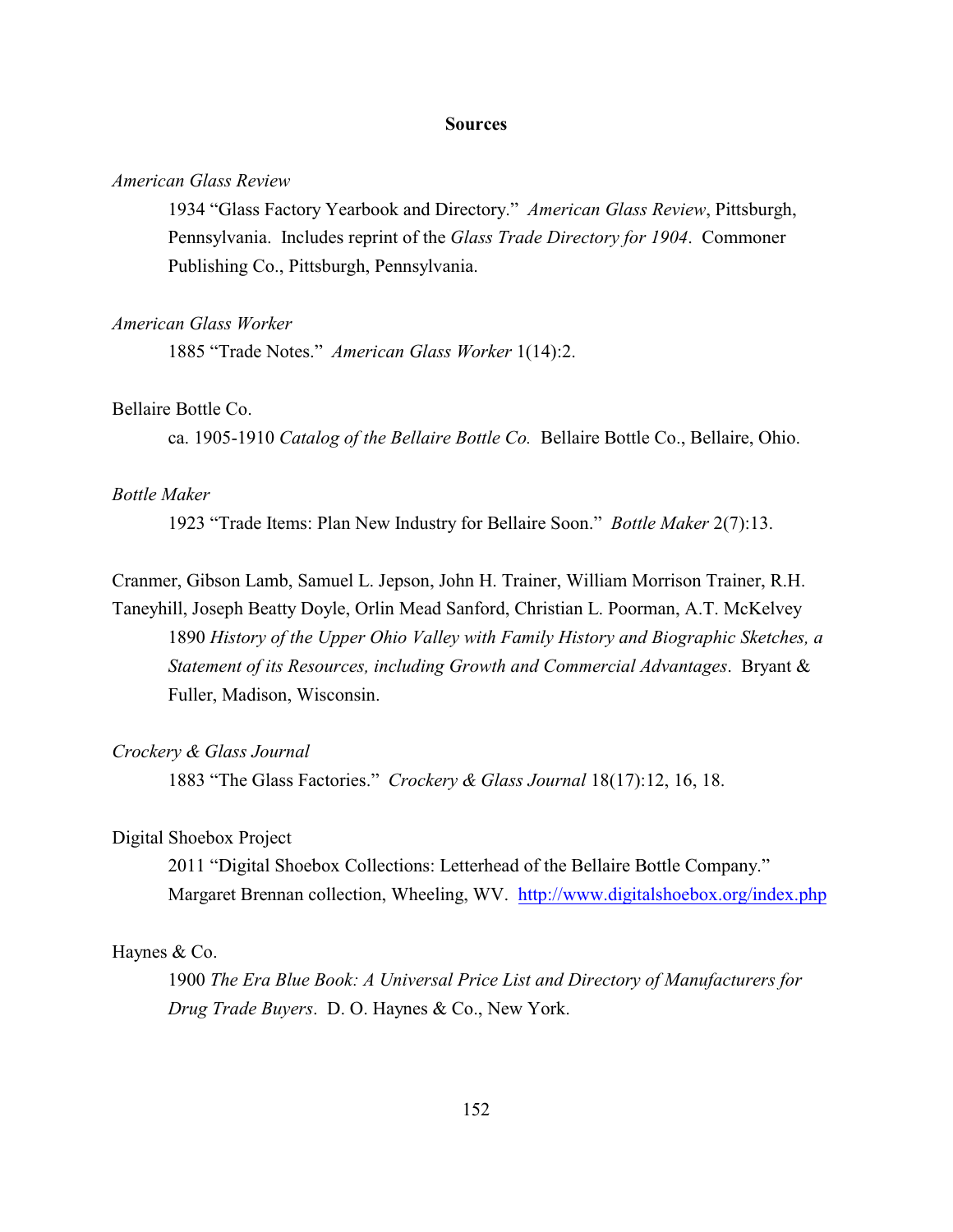## Sources

*American Glass Review*

1934 "Glass Factory Yearbook and Directory." *American Glass Review*, Pittsburgh, Pennsylvania. Includes reprint of the *Glass Trade Directory for 1904*. Commoner Publishing Co., Pittsburgh, Pennsylvania.

*American Glass Worker*

1885 "Trade Notes." *American Glass Worker* 1(14):2.

Bellaire Bottle Co.

ca. 1905-1910 *Catalog of the Bellaire Bottle Co.* Bellaire Bottle Co., Bellaire, Ohio.

*Bottle Maker*

1923 "Trade Items: Plan New Industry for Bellaire Soon." *Bottle Maker* 2(7):13.

Cranmer, Gibson Lamb, Samuel L. Jepson, John H. Trainer, William Morrison Trainer, R.H. Taneyhill, Joseph Beatty Doyle, Orlin Mead Sanford, Christian L. Poorman, A.T. McKelvey

1890 *History of the Upper Ohio Valley with Family History and Biographic Sketches, a Statement of its Resources, including Growth and Commercial Advantages*. Bryant & Fuller, Madison, Wisconsin.

*Crockery & Glass Journal*

1883 "The Glass Factories." *Crockery & Glass Journal* 18(17):12, 16, 18.

Digital Shoebox Project

2011 "Digital Shoebox Collections: Letterhead of the Bellaire Bottle Company." Margaret Brennan collection, Wheeling, WV. http://www.digitalshoebox.org/index.php

Haynes & Co.

1900 *The Era Blue Book: A Universal Price List and Directory of Manufacturers for Drug Trade Buyers*. D. O. Haynes & Co., New York.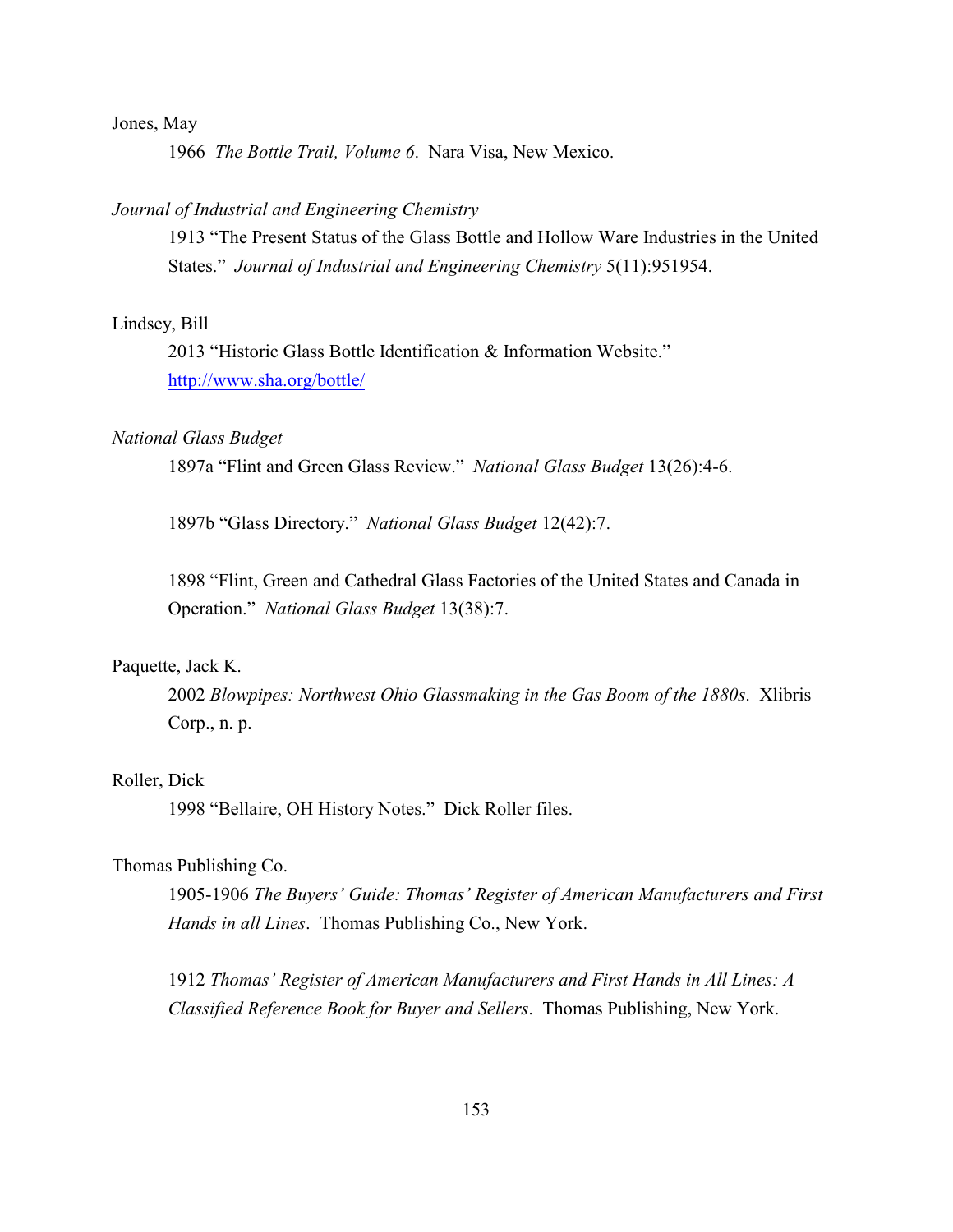Jones, May

1966 *The Bottle Trail, Volume 6*. Nara Visa, New Mexico.

*Journal of Industrial and Engineering Chemistry*

1913 "The Present Status of the Glass Bottle and Hollow Ware Industries in the United States." *Journal of Industrial and Engineering Chemistry* 5(11):951954.

Lindsey, Bill

2013 "Historic Glass Bottle Identification & Information Website." [http://www.sha.org/bottle/](http://www.sha.org/bottle/)

*National Glass Budget*

1897a "Flint and Green Glass Review." *National Glass Budget* 13(26):4-6.

1897b "Glass Directory." *National Glass Budget* 12(42):7.

1898 "Flint, Green and Cathedral Glass Factories of the United States and Canada in Operation." *National Glass Budget* 13(38):7.

Paquette, Jack K.

2002 *Blowpipes: Northwest Ohio Glassmaking in the Gas Boom of the 1880s*. Xlibris Corp., n. p.

Roller, Dick

1998 "Bellaire, OH History Notes." Dick Roller files.

Thomas Publishing Co.

1905-1906 *The Buyers' Guide: Thomas' Register of American Manufacturers and First Hands in all Lines*. Thomas Publishing Co., New York.

1912 *Thomas' Register of American Manufacturers and First Hands in All Lines: A Classified Reference Book for Buyer and Sellers*. Thomas Publishing, New York.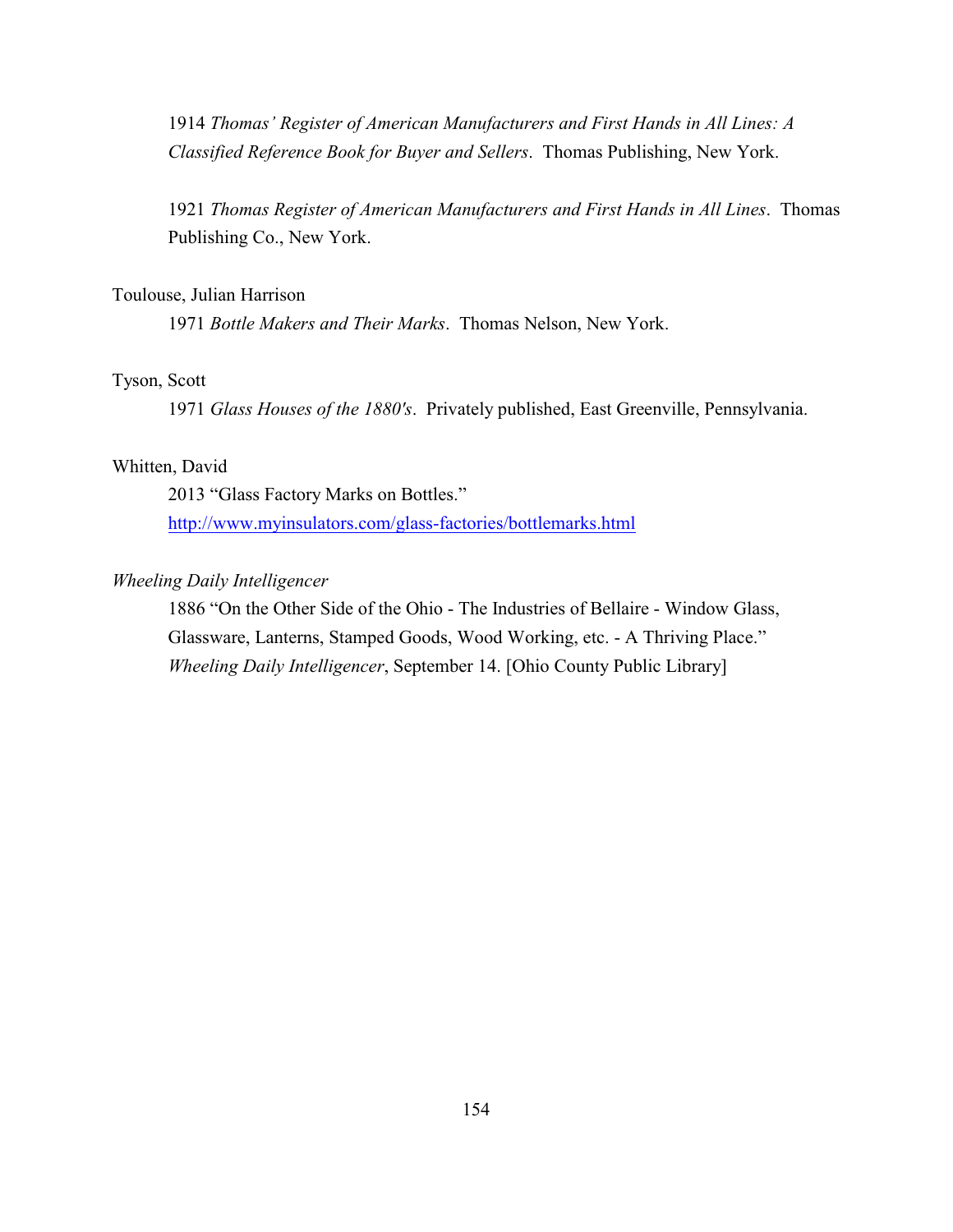1914 *Thomas' Register of American Manufacturers and First Hands in All Lines: A Classified Reference Book for Buyer and Sellers*. Thomas Publishing, New York.

1921 *Thomas Register of American Manufacturers and First Hands in All Lines*. Thomas Publishing Co., New York.

Toulouse, Julian Harrison

1971 *Bottle Makers and Their Marks*. Thomas Nelson, New York.

Tyson, Scott

1971 *Glass Houses of the 1880's*. Privately published, East Greenville, Pennsylvania.

Whitten, David

2013 "Glass Factory Marks on Bottles."
http://www.myinsulators.com/glass-factories/bottlemarks.html

*Wheeling Daily Intelligencer*

1886 "On the Other Side of the Ohio - The Industries of Bellaire - Window Glass, Glassware, Lanterns, Stamped Goods, Wood Working, etc. - A Thriving Place." *Wheeling Daily Intelligencer*, September 14. [Ohio County Public Library]